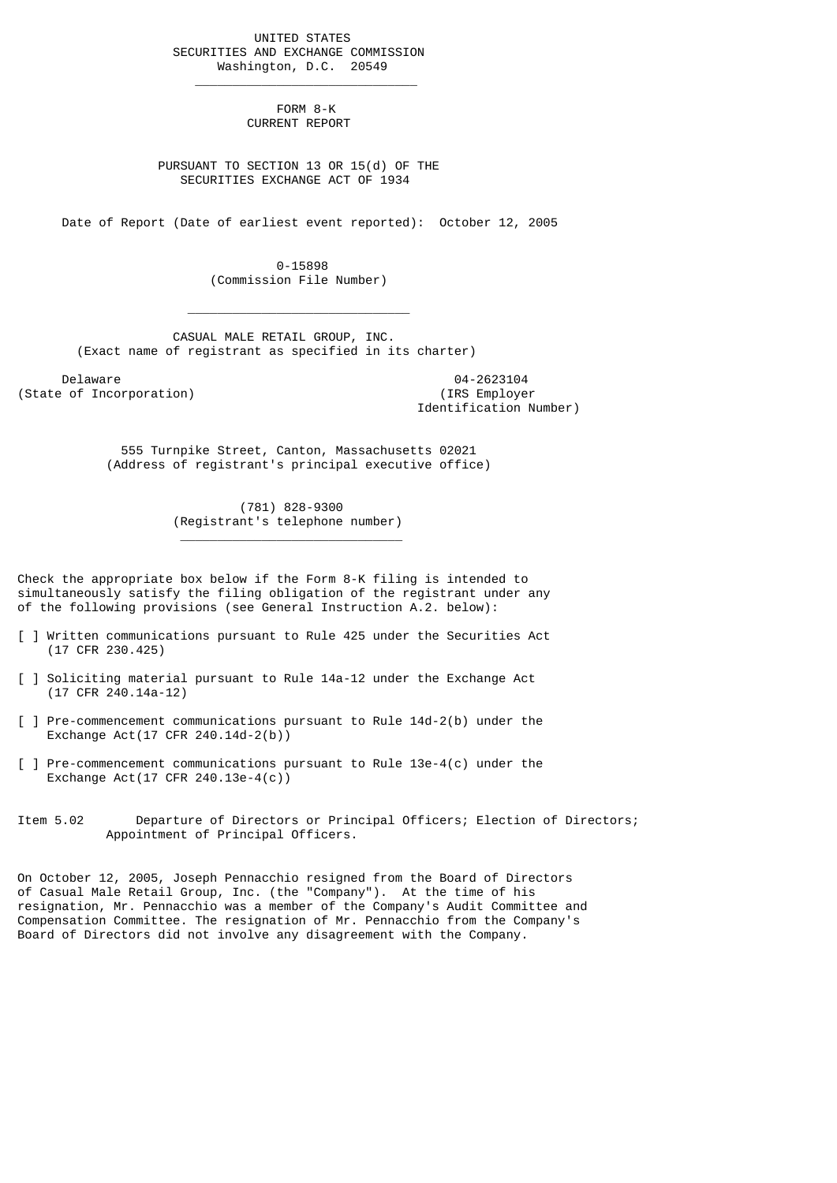UNITED STATES
SECURITIES AND EXCHANGE COMMISSION
Washington, D.C. 20549

---

# FORM 8-K
## CURRENT REPORT

PURSUANT TO SECTION 13 OR 15(d) OF THE
SECURITIES EXCHANGE ACT OF 1934

Date of Report (Date of earliest event reported): October 12, 2005

0-15898
(Commission File Number)

---

CASUAL MALE RETAIL GROUP, INC.
(Exact name of registrant as specified in its charter)

| Delaware | 04-2623104 |
|---|---|
| (State of Incorporation) | (IRS Employer Identification Number) |

555 Turnpike Street, Canton, Massachusetts 02021
(Address of registrant's principal executive office)

(781) 828-9300
(Registrant's telephone number)

---

Check the appropriate box below if the Form 8-K filing is intended to simultaneously satisfy the filing obligation of the registrant under any of the following provisions (see General Instruction A.2. below):

[ ] Written communications pursuant to Rule 425 under the Securities Act (17 CFR 230.425)

[ ] Soliciting material pursuant to Rule 14a-12 under the Exchange Act (17 CFR 240.14a-12)

[ ] Pre-commencement communications pursuant to Rule 14d-2(b) under the Exchange Act(17 CFR 240.14d-2(b))

[ ] Pre-commencement communications pursuant to Rule 13e-4(c) under the Exchange Act(17 CFR 240.13e-4(c))

Item 5.02 Departure of Directors or Principal Officers; Election of Directors; Appointment of Principal Officers.

On October 12, 2005, Joseph Pennacchio resigned from the Board of Directors of Casual Male Retail Group, Inc. (the "Company"). At the time of his resignation, Mr. Pennacchio was a member of the Company's Audit Committee and Compensation Committee. The resignation of Mr. Pennacchio from the Company's Board of Directors did not involve any disagreement with the Company.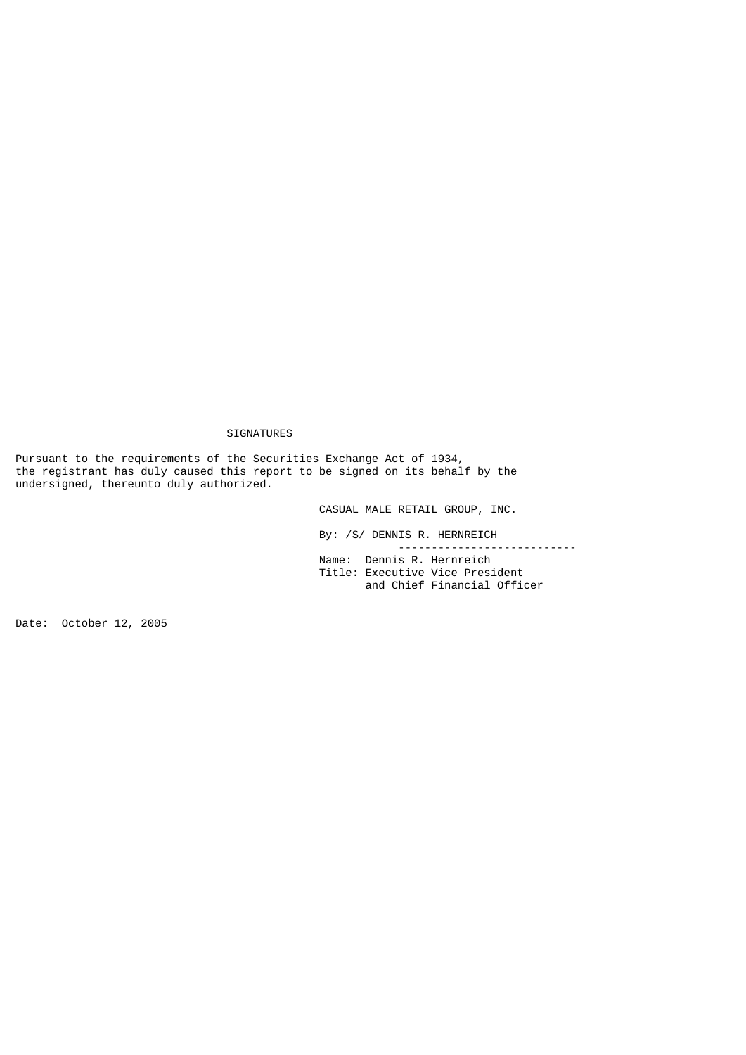## SIGNATURES

Pursuant to the requirements of the Securities Exchange Act of 1934, the registrant has duly caused this report to be signed on its behalf by the undersigned, thereunto duly authorized.

CASUAL MALE RETAIL GROUP, INC.

By: /S/ DENNIS R. HERNREICH

Name: Dennis R. Hernreich
Title: Executive Vice President and Chief Financial Officer

Date: October 12, 2005